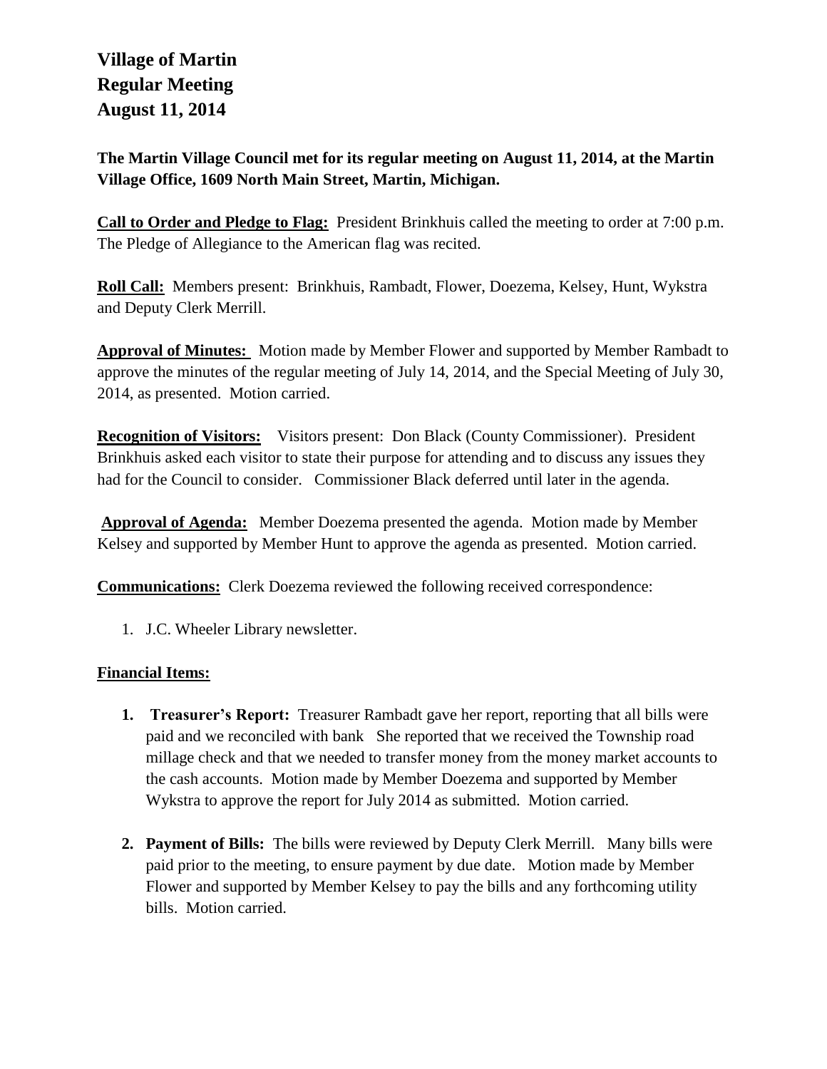# Village of Martin
# Regular Meeting
# August 11, 2014

**The Martin Village Council met for its regular meeting on August 11, 2014, at the Martin Village Office, 1609 North Main Street, Martin, Michigan.**

**Call to Order and Pledge to Flag:** President Brinkhuis called the meeting to order at 7:00 p.m. The Pledge of Allegiance to the American flag was recited.

**Roll Call:** Members present: Brinkhuis, Rambadt, Flower, Doezema, Kelsey, Hunt, Wykstra and Deputy Clerk Merrill.

**Approval of Minutes:** Motion made by Member Flower and supported by Member Rambadt to approve the minutes of the regular meeting of July 14, 2014, and the Special Meeting of July 30, 2014, as presented. Motion carried.

**Recognition of Visitors:** Visitors present: Don Black (County Commissioner). President Brinkhuis asked each visitor to state their purpose for attending and to discuss any issues they had for the Council to consider. Commissioner Black deferred until later in the agenda.

**Approval of Agenda:** Member Doezema presented the agenda. Motion made by Member Kelsey and supported by Member Hunt to approve the agenda as presented. Motion carried.

**Communications:** Clerk Doezema reviewed the following received correspondence:

1. J.C. Wheeler Library newsletter.

**Financial Items:**

1. **Treasurer's Report:** Treasurer Rambadt gave her report, reporting that all bills were paid and we reconciled with bank She reported that we received the Township road millage check and that we needed to transfer money from the money market accounts to the cash accounts. Motion made by Member Doezema and supported by Member Wykstra to approve the report for July 2014 as submitted. Motion carried.

2. **Payment of Bills:** The bills were reviewed by Deputy Clerk Merrill. Many bills were paid prior to the meeting, to ensure payment by due date. Motion made by Member Flower and supported by Member Kelsey to pay the bills and any forthcoming utility bills. Motion carried.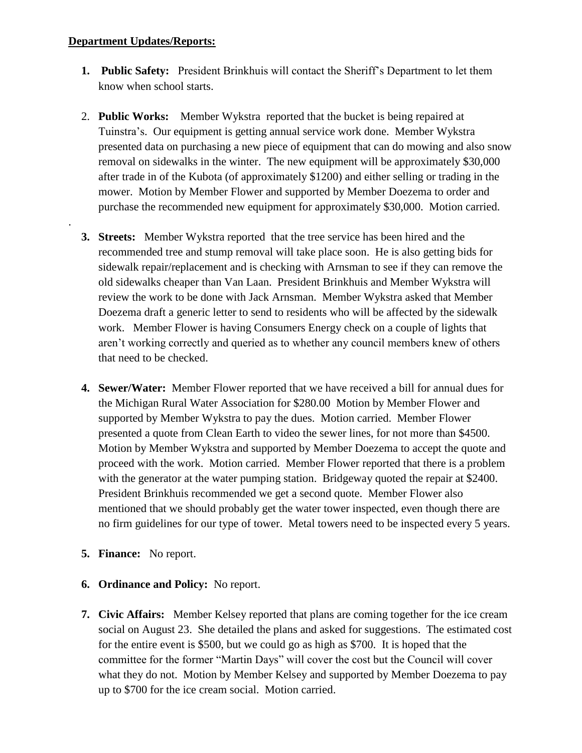**Department Updates/Reports:**

1. **Public Safety:** President Brinkhuis will contact the Sheriff's Department to let them know when school starts.

2. **Public Works:** Member Wykstra reported that the bucket is being repaired at Tuinstra's. Our equipment is getting annual service work done. Member Wykstra presented data on purchasing a new piece of equipment that can do mowing and also snow removal on sidewalks in the winter. The new equipment will be approximately $30,000 after trade in of the Kubota (of approximately $1200) and either selling or trading in the mower. Motion by Member Flower and supported by Member Doezema to order and purchase the recommended new equipment for approximately $30,000. Motion carried.

3. **Streets:** Member Wykstra reported that the tree service has been hired and the recommended tree and stump removal will take place soon. He is also getting bids for sidewalk repair/replacement and is checking with Arnsman to see if they can remove the old sidewalks cheaper than Van Laan. President Brinkhuis and Member Wykstra will review the work to be done with Jack Arnsman. Member Wykstra asked that Member Doezema draft a generic letter to send to residents who will be affected by the sidewalk work. Member Flower is having Consumers Energy check on a couple of lights that aren't working correctly and queried as to whether any council members knew of others that need to be checked.

4. **Sewer/Water:** Member Flower reported that we have received a bill for annual dues for the Michigan Rural Water Association for $280.00 Motion by Member Flower and supported by Member Wykstra to pay the dues. Motion carried. Member Flower presented a quote from Clean Earth to video the sewer lines, for not more than $4500. Motion by Member Wykstra and supported by Member Doezema to accept the quote and proceed with the work. Motion carried. Member Flower reported that there is a problem with the generator at the water pumping station. Bridgeway quoted the repair at $2400. President Brinkhuis recommended we get a second quote. Member Flower also mentioned that we should probably get the water tower inspected, even though there are no firm guidelines for our type of tower. Metal towers need to be inspected every 5 years.

5. **Finance:** No report.

6. **Ordinance and Policy:** No report.

7. **Civic Affairs:** Member Kelsey reported that plans are coming together for the ice cream social on August 23. She detailed the plans and asked for suggestions. The estimated cost for the entire event is $500, but we could go as high as $700. It is hoped that the committee for the former "Martin Days" will cover the cost but the Council will cover what they do not. Motion by Member Kelsey and supported by Member Doezema to pay up to $700 for the ice cream social. Motion carried.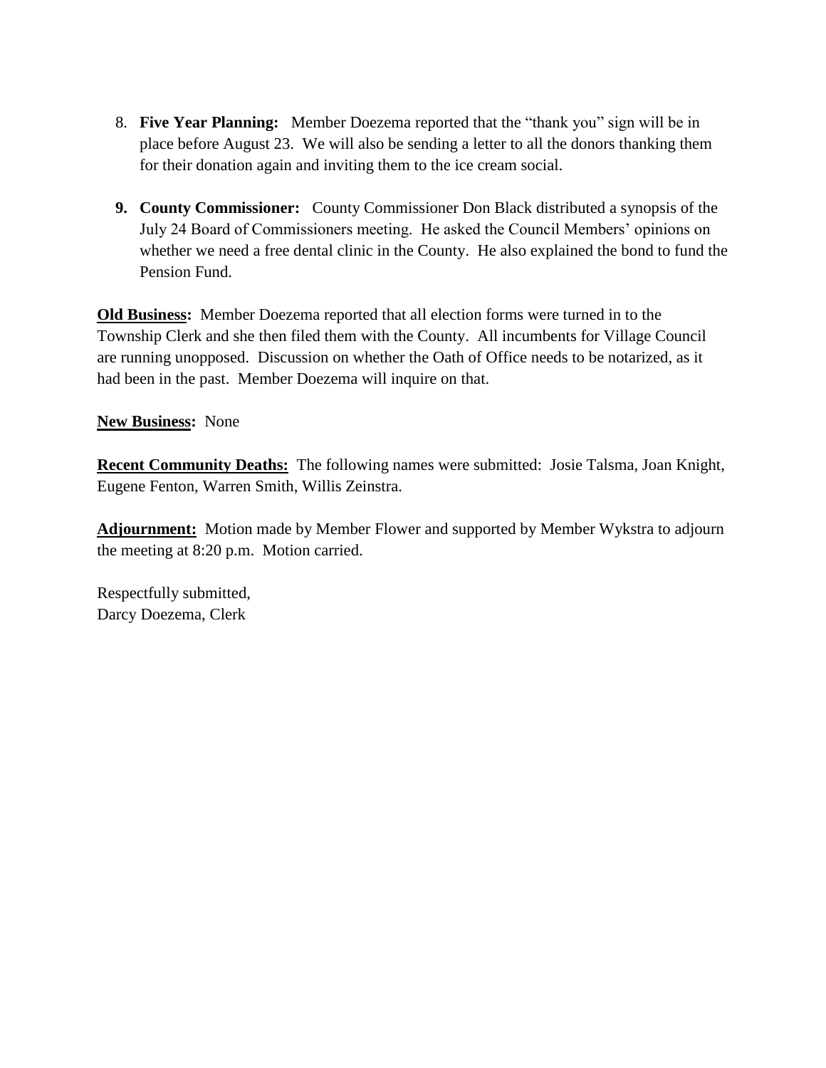8. **Five Year Planning:** Member Doezema reported that the "thank you" sign will be in place before August 23. We will also be sending a letter to all the donors thanking them for their donation again and inviting them to the ice cream social.

9. **County Commissioner:** County Commissioner Don Black distributed a synopsis of the July 24 Board of Commissioners meeting. He asked the Council Members' opinions on whether we need a free dental clinic in the County. He also explained the bond to fund the Pension Fund.

**Old Business:** Member Doezema reported that all election forms were turned in to the Township Clerk and she then filed them with the County. All incumbents for Village Council are running unopposed. Discussion on whether the Oath of Office needs to be notarized, as it had been in the past. Member Doezema will inquire on that.

**New Business:** None

**Recent Community Deaths:** The following names were submitted: Josie Talsma, Joan Knight, Eugene Fenton, Warren Smith, Willis Zeinstra.

**Adjournment:** Motion made by Member Flower and supported by Member Wykstra to adjourn the meeting at 8:20 p.m. Motion carried.

Respectfully submitted,
Darcy Doezema, Clerk